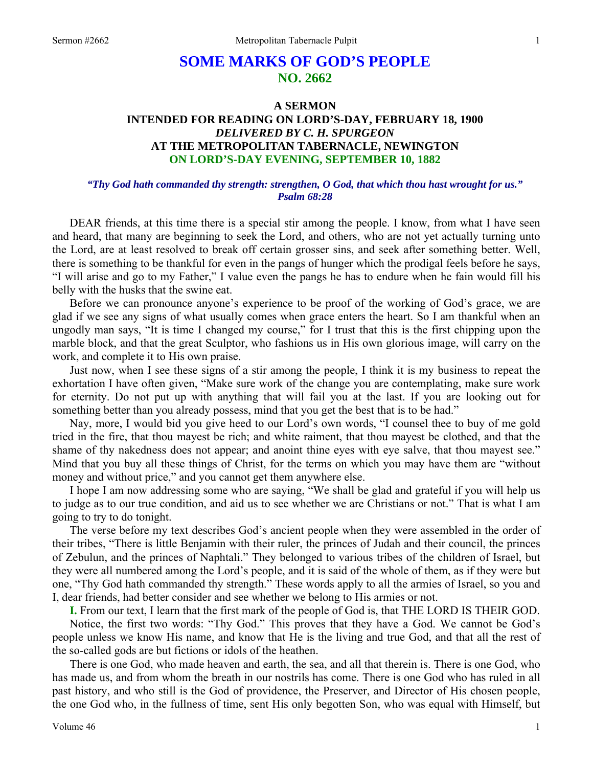# SOME MARKS OF GOD'S PEOPLE
## NO. 2662

### A SERMON
### INTENDED FOR READING ON LORD'S-DAY, FEBRUARY 18, 1900
### *DELIVERED BY C. H. SPURGEON*
### AT THE METROPOLITAN TABERNACLE, NEWINGTON
### ON LORD'S-DAY EVENING, SEPTEMBER 10, 1882

***"Thy God hath commanded thy strength: strengthen, O God, that which thou hast wrought for us." Psalm 68:28***

DEAR friends, at this time there is a special stir among the people. I know, from what I have seen and heard, that many are beginning to seek the Lord, and others, who are not yet actually turning unto the Lord, are at least resolved to break off certain grosser sins, and seek after something better. Well, there is something to be thankful for even in the pangs of hunger which the prodigal feels before he says, "I will arise and go to my Father," I value even the pangs he has to endure when he fain would fill his belly with the husks that the swine eat.

Before we can pronounce anyone's experience to be proof of the working of God's grace, we are glad if we see any signs of what usually comes when grace enters the heart. So I am thankful when an ungodly man says, "It is time I changed my course," for I trust that this is the first chipping upon the marble block, and that the great Sculptor, who fashions us in His own glorious image, will carry on the work, and complete it to His own praise.

Just now, when I see these signs of a stir among the people, I think it is my business to repeat the exhortation I have often given, "Make sure work of the change you are contemplating, make sure work for eternity. Do not put up with anything that will fail you at the last. If you are looking out for something better than you already possess, mind that you get the best that is to be had."

Nay, more, I would bid you give heed to our Lord's own words, "I counsel thee to buy of me gold tried in the fire, that thou mayest be rich; and white raiment, that thou mayest be clothed, and that the shame of thy nakedness does not appear; and anoint thine eyes with eye salve, that thou mayest see." Mind that you buy all these things of Christ, for the terms on which you may have them are "without money and without price," and you cannot get them anywhere else.

I hope I am now addressing some who are saying, "We shall be glad and grateful if you will help us to judge as to our true condition, and aid us to see whether we are Christians or not." That is what I am going to try to do tonight.

The verse before my text describes God's ancient people when they were assembled in the order of their tribes, "There is little Benjamin with their ruler, the princes of Judah and their council, the princes of Zebulun, and the princes of Naphtali." They belonged to various tribes of the children of Israel, but they were all numbered among the Lord's people, and it is said of the whole of them, as if they were but one, "Thy God hath commanded thy strength." These words apply to all the armies of Israel, so you and I, dear friends, had better consider and see whether we belong to His armies or not.

**I.** From our text, I learn that the first mark of the people of God is, that THE LORD IS THEIR GOD.

Notice, the first two words: "Thy God." This proves that they have a God. We cannot be God's people unless we know His name, and know that He is the living and true God, and that all the rest of the so-called gods are but fictions or idols of the heathen.

There is one God, who made heaven and earth, the sea, and all that therein is. There is one God, who has made us, and from whom the breath in our nostrils has come. There is one God who has ruled in all past history, and who still is the God of providence, the Preserver, and Director of His chosen people, the one God who, in the fullness of time, sent His only begotten Son, who was equal with Himself, but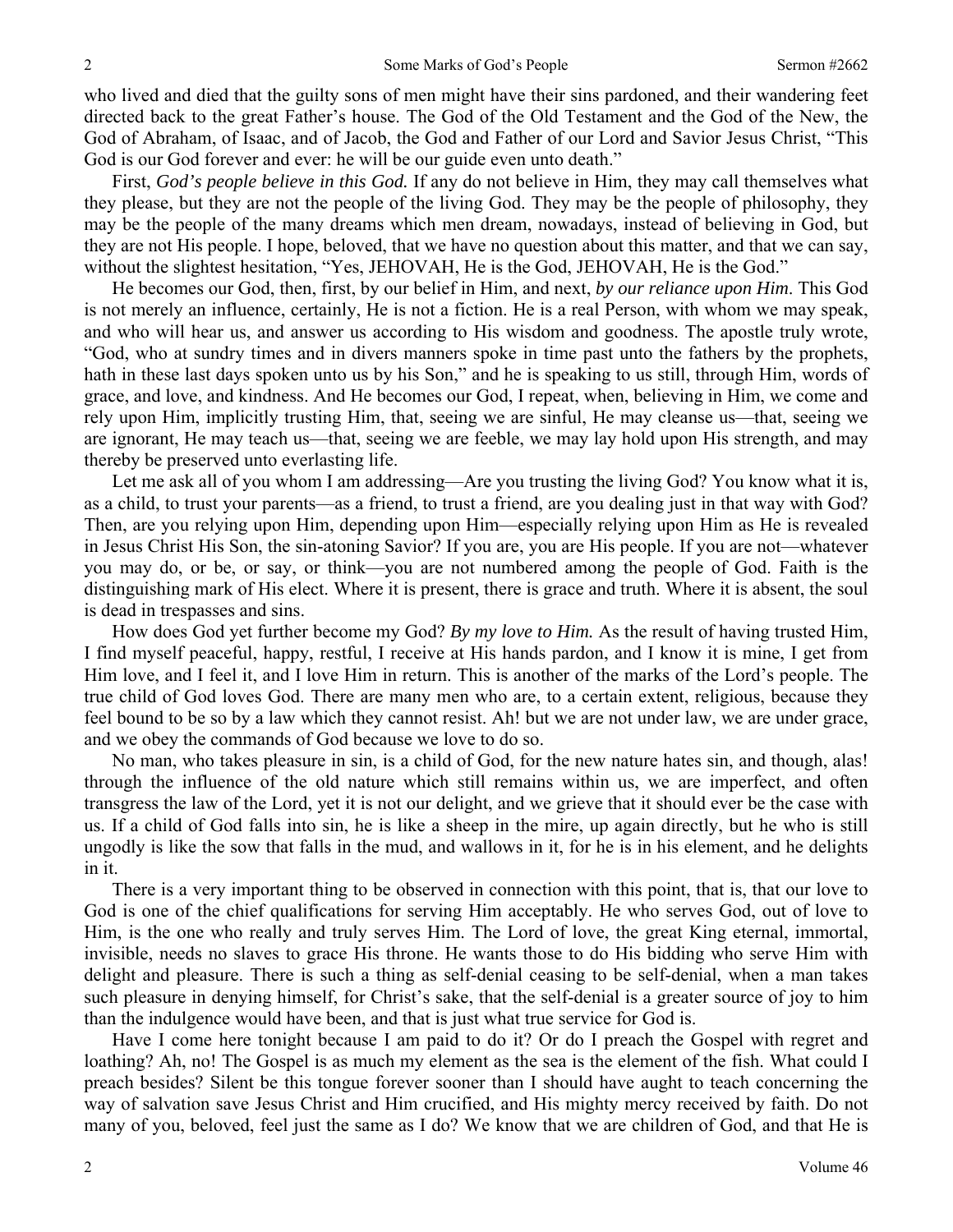who lived and died that the guilty sons of men might have their sins pardoned, and their wandering feet directed back to the great Father's house. The God of the Old Testament and the God of the New, the God of Abraham, of Isaac, and of Jacob, the God and Father of our Lord and Savior Jesus Christ, "This God is our God forever and ever: he will be our guide even unto death."

First, *God's people believe in this God.* If any do not believe in Him, they may call themselves what they please, but they are not the people of the living God. They may be the people of philosophy, they may be the people of the many dreams which men dream, nowadays, instead of believing in God, but they are not His people. I hope, beloved, that we have no question about this matter, and that we can say, without the slightest hesitation, "Yes, JEHOVAH, He is the God, JEHOVAH, He is the God."

He becomes our God, then, first, by our belief in Him, and next, *by our reliance upon Him*. This God is not merely an influence, certainly, He is not a fiction. He is a real Person, with whom we may speak, and who will hear us, and answer us according to His wisdom and goodness. The apostle truly wrote, "God, who at sundry times and in divers manners spoke in time past unto the fathers by the prophets, hath in these last days spoken unto us by his Son," and he is speaking to us still, through Him, words of grace, and love, and kindness. And He becomes our God, I repeat, when, believing in Him, we come and rely upon Him, implicitly trusting Him, that, seeing we are sinful, He may cleanse us—that, seeing we are ignorant, He may teach us—that, seeing we are feeble, we may lay hold upon His strength, and may thereby be preserved unto everlasting life.

Let me ask all of you whom I am addressing—Are you trusting the living God? You know what it is, as a child, to trust your parents—as a friend, to trust a friend, are you dealing just in that way with God? Then, are you relying upon Him, depending upon Him—especially relying upon Him as He is revealed in Jesus Christ His Son, the sin-atoning Savior? If you are, you are His people. If you are not—whatever you may do, or be, or say, or think—you are not numbered among the people of God. Faith is the distinguishing mark of His elect. Where it is present, there is grace and truth. Where it is absent, the soul is dead in trespasses and sins.

How does God yet further become my God? *By my love to Him.* As the result of having trusted Him, I find myself peaceful, happy, restful, I receive at His hands pardon, and I know it is mine, I get from Him love, and I feel it, and I love Him in return. This is another of the marks of the Lord's people. The true child of God loves God. There are many men who are, to a certain extent, religious, because they feel bound to be so by a law which they cannot resist. Ah! but we are not under law, we are under grace, and we obey the commands of God because we love to do so.

No man, who takes pleasure in sin, is a child of God, for the new nature hates sin, and though, alas! through the influence of the old nature which still remains within us, we are imperfect, and often transgress the law of the Lord, yet it is not our delight, and we grieve that it should ever be the case with us. If a child of God falls into sin, he is like a sheep in the mire, up again directly, but he who is still ungodly is like the sow that falls in the mud, and wallows in it, for he is in his element, and he delights in it.

There is a very important thing to be observed in connection with this point, that is, that our love to God is one of the chief qualifications for serving Him acceptably. He who serves God, out of love to Him, is the one who really and truly serves Him. The Lord of love, the great King eternal, immortal, invisible, needs no slaves to grace His throne. He wants those to do His bidding who serve Him with delight and pleasure. There is such a thing as self-denial ceasing to be self-denial, when a man takes such pleasure in denying himself, for Christ's sake, that the self-denial is a greater source of joy to him than the indulgence would have been, and that is just what true service for God is.

Have I come here tonight because I am paid to do it? Or do I preach the Gospel with regret and loathing? Ah, no! The Gospel is as much my element as the sea is the element of the fish. What could I preach besides? Silent be this tongue forever sooner than I should have aught to teach concerning the way of salvation save Jesus Christ and Him crucified, and His mighty mercy received by faith. Do not many of you, beloved, feel just the same as I do? We know that we are children of God, and that He is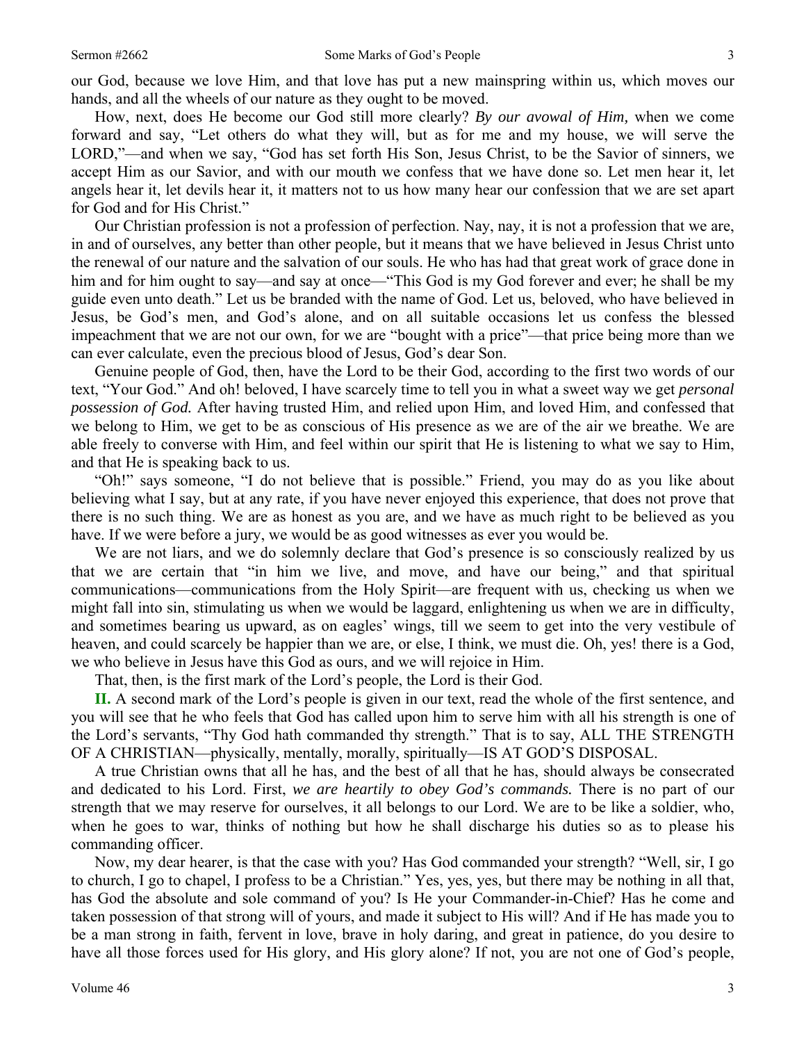our God, because we love Him, and that love has put a new mainspring within us, which moves our hands, and all the wheels of our nature as they ought to be moved.

How, next, does He become our God still more clearly? *By our avowal of Him,* when we come forward and say, "Let others do what they will, but as for me and my house, we will serve the LORD,"—and when we say, "God has set forth His Son, Jesus Christ, to be the Savior of sinners, we accept Him as our Savior, and with our mouth we confess that we have done so. Let men hear it, let angels hear it, let devils hear it, it matters not to us how many hear our confession that we are set apart for God and for His Christ."

Our Christian profession is not a profession of perfection. Nay, nay, it is not a profession that we are, in and of ourselves, any better than other people, but it means that we have believed in Jesus Christ unto the renewal of our nature and the salvation of our souls. He who has had that great work of grace done in him and for him ought to say—and say at once—"This God is my God forever and ever; he shall be my guide even unto death." Let us be branded with the name of God. Let us, beloved, who have believed in Jesus, be God's men, and God's alone, and on all suitable occasions let us confess the blessed impeachment that we are not our own, for we are "bought with a price"—that price being more than we can ever calculate, even the precious blood of Jesus, God's dear Son.

Genuine people of God, then, have the Lord to be their God, according to the first two words of our text, "Your God." And oh! beloved, I have scarcely time to tell you in what a sweet way we get *personal possession of God.* After having trusted Him, and relied upon Him, and loved Him, and confessed that we belong to Him, we get to be as conscious of His presence as we are of the air we breathe. We are able freely to converse with Him, and feel within our spirit that He is listening to what we say to Him, and that He is speaking back to us.

"Oh!" says someone, "I do not believe that is possible." Friend, you may do as you like about believing what I say, but at any rate, if you have never enjoyed this experience, that does not prove that there is no such thing. We are as honest as you are, and we have as much right to be believed as you have. If we were before a jury, we would be as good witnesses as ever you would be.

We are not liars, and we do solemnly declare that God's presence is so consciously realized by us that we are certain that "in him we live, and move, and have our being," and that spiritual communications—communications from the Holy Spirit—are frequent with us, checking us when we might fall into sin, stimulating us when we would be laggard, enlightening us when we are in difficulty, and sometimes bearing us upward, as on eagles' wings, till we seem to get into the very vestibule of heaven, and could scarcely be happier than we are, or else, I think, we must die. Oh, yes! there is a God, we who believe in Jesus have this God as ours, and we will rejoice in Him.

That, then, is the first mark of the Lord's people, the Lord is their God.

**II.** A second mark of the Lord's people is given in our text, read the whole of the first sentence, and you will see that he who feels that God has called upon him to serve him with all his strength is one of the Lord's servants, "Thy God hath commanded thy strength." That is to say, ALL THE STRENGTH OF A CHRISTIAN—physically, mentally, morally, spiritually—IS AT GOD'S DISPOSAL.

A true Christian owns that all he has, and the best of all that he has, should always be consecrated and dedicated to his Lord. First, *we are heartily to obey God's commands.* There is no part of our strength that we may reserve for ourselves, it all belongs to our Lord. We are to be like a soldier, who, when he goes to war, thinks of nothing but how he shall discharge his duties so as to please his commanding officer.

Now, my dear hearer, is that the case with you? Has God commanded your strength? "Well, sir, I go to church, I go to chapel, I profess to be a Christian." Yes, yes, yes, but there may be nothing in all that, has God the absolute and sole command of you? Is He your Commander-in-Chief? Has he come and taken possession of that strong will of yours, and made it subject to His will? And if He has made you to be a man strong in faith, fervent in love, brave in holy daring, and great in patience, do you desire to have all those forces used for His glory, and His glory alone? If not, you are not one of God's people,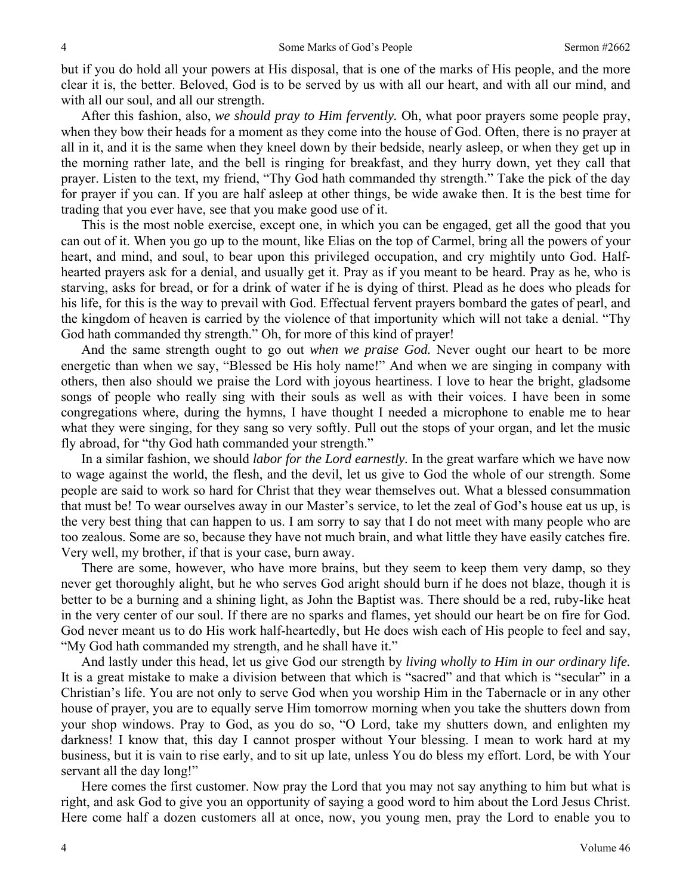but if you do hold all your powers at His disposal, that is one of the marks of His people, and the more clear it is, the better. Beloved, God is to be served by us with all our heart, and with all our mind, and with all our soul, and all our strength.

After this fashion, also, *we should pray to Him fervently.* Oh, what poor prayers some people pray, when they bow their heads for a moment as they come into the house of God. Often, there is no prayer at all in it, and it is the same when they kneel down by their bedside, nearly asleep, or when they get up in the morning rather late, and the bell is ringing for breakfast, and they hurry down, yet they call that prayer. Listen to the text, my friend, "Thy God hath commanded thy strength." Take the pick of the day for prayer if you can. If you are half asleep at other things, be wide awake then. It is the best time for trading that you ever have, see that you make good use of it.

This is the most noble exercise, except one, in which you can be engaged, get all the good that you can out of it. When you go up to the mount, like Elias on the top of Carmel, bring all the powers of your heart, and mind, and soul, to bear upon this privileged occupation, and cry mightily unto God. Half-hearted prayers ask for a denial, and usually get it. Pray as if you meant to be heard. Pray as he, who is starving, asks for bread, or for a drink of water if he is dying of thirst. Plead as he does who pleads for his life, for this is the way to prevail with God. Effectual fervent prayers bombard the gates of pearl, and the kingdom of heaven is carried by the violence of that importunity which will not take a denial. "Thy God hath commanded thy strength." Oh, for more of this kind of prayer!

And the same strength ought to go out *when we praise God.* Never ought our heart to be more energetic than when we say, "Blessed be His holy name!" And when we are singing in company with others, then also should we praise the Lord with joyous heartiness. I love to hear the bright, gladsome songs of people who really sing with their souls as well as with their voices. I have been in some congregations where, during the hymns, I have thought I needed a microphone to enable me to hear what they were singing, for they sang so very softly. Pull out the stops of your organ, and let the music fly abroad, for "thy God hath commanded your strength."

In a similar fashion, we should *labor for the Lord earnestly.* In the great warfare which we have now to wage against the world, the flesh, and the devil, let us give to God the whole of our strength. Some people are said to work so hard for Christ that they wear themselves out. What a blessed consummation that must be! To wear ourselves away in our Master's service, to let the zeal of God's house eat us up, is the very best thing that can happen to us. I am sorry to say that I do not meet with many people who are too zealous. Some are so, because they have not much brain, and what little they have easily catches fire. Very well, my brother, if that is your case, burn away.

There are some, however, who have more brains, but they seem to keep them very damp, so they never get thoroughly alight, but he who serves God aright should burn if he does not blaze, though it is better to be a burning and a shining light, as John the Baptist was. There should be a red, ruby-like heat in the very center of our soul. If there are no sparks and flames, yet should our heart be on fire for God. God never meant us to do His work half-heartedly, but He does wish each of His people to feel and say, "My God hath commanded my strength, and he shall have it."

And lastly under this head, let us give God our strength by *living wholly to Him in our ordinary life.* It is a great mistake to make a division between that which is "sacred" and that which is "secular" in a Christian's life. You are not only to serve God when you worship Him in the Tabernacle or in any other house of prayer, you are to equally serve Him tomorrow morning when you take the shutters down from your shop windows. Pray to God, as you do so, "O Lord, take my shutters down, and enlighten my darkness! I know that, this day I cannot prosper without Your blessing. I mean to work hard at my business, but it is vain to rise early, and to sit up late, unless You do bless my effort. Lord, be with Your servant all the day long!"

Here comes the first customer. Now pray the Lord that you may not say anything to him but what is right, and ask God to give you an opportunity of saying a good word to him about the Lord Jesus Christ. Here come half a dozen customers all at once, now, you young men, pray the Lord to enable you to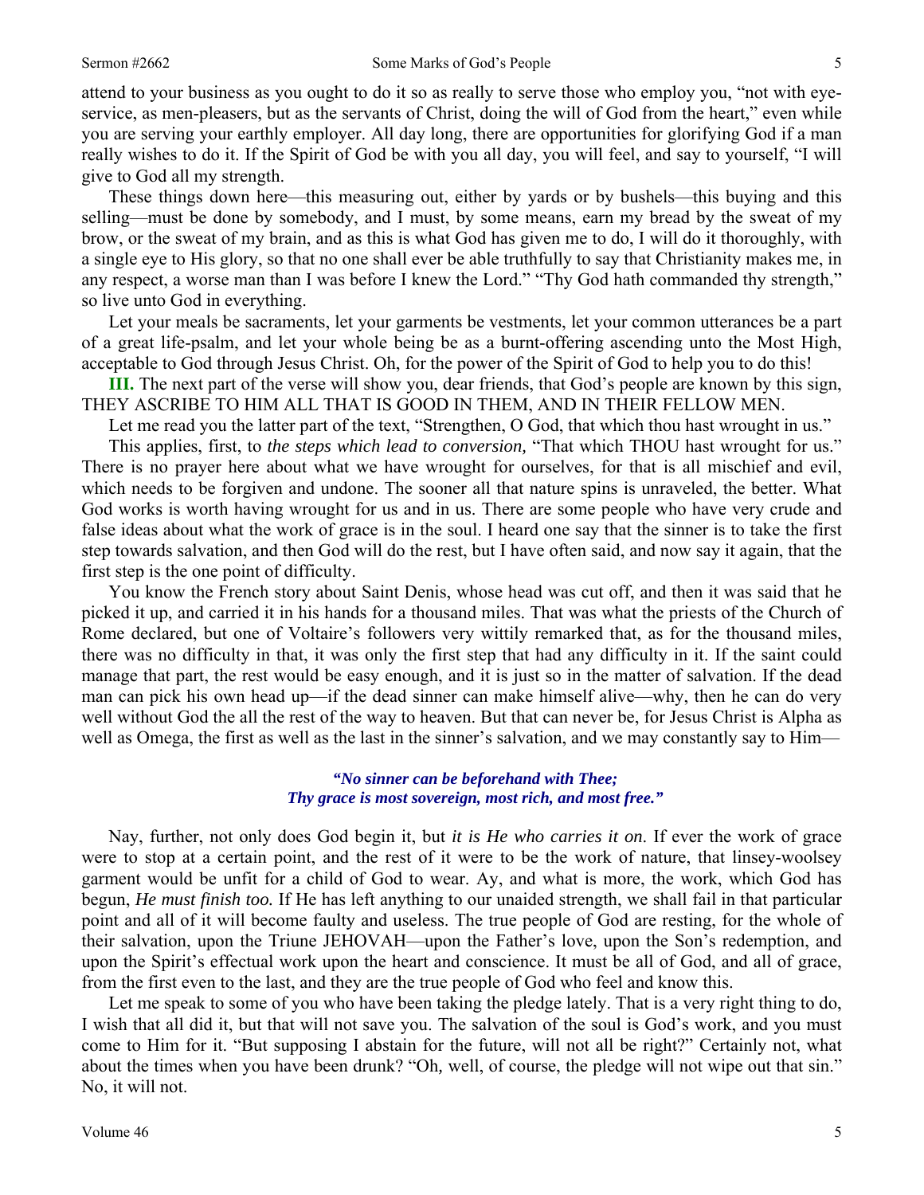attend to your business as you ought to do it so as really to serve those who employ you, "not with eye-service, as men-pleasers, but as the servants of Christ, doing the will of God from the heart," even while you are serving your earthly employer. All day long, there are opportunities for glorifying God if a man really wishes to do it. If the Spirit of God be with you all day, you will feel, and say to yourself, "I will give to God all my strength.

These things down here—this measuring out, either by yards or by bushels—this buying and this selling—must be done by somebody, and I must, by some means, earn my bread by the sweat of my brow, or the sweat of my brain, and as this is what God has given me to do, I will do it thoroughly, with a single eye to His glory, so that no one shall ever be able truthfully to say that Christianity makes me, in any respect, a worse man than I was before I knew the Lord." "Thy God hath commanded thy strength," so live unto God in everything.

Let your meals be sacraments, let your garments be vestments, let your common utterances be a part of a great life-psalm, and let your whole being be as a burnt-offering ascending unto the Most High, acceptable to God through Jesus Christ. Oh, for the power of the Spirit of God to help you to do this!

**III.** The next part of the verse will show you, dear friends, that God's people are known by this sign, THEY ASCRIBE TO HIM ALL THAT IS GOOD IN THEM, AND IN THEIR FELLOW MEN.

Let me read you the latter part of the text, "Strengthen, O God, that which thou hast wrought in us."

This applies, first, to *the steps which lead to conversion,* "That which THOU hast wrought for us." There is no prayer here about what we have wrought for ourselves, for that is all mischief and evil, which needs to be forgiven and undone. The sooner all that nature spins is unraveled, the better. What God works is worth having wrought for us and in us. There are some people who have very crude and false ideas about what the work of grace is in the soul. I heard one say that the sinner is to take the first step towards salvation, and then God will do the rest, but I have often said, and now say it again, that the first step is the one point of difficulty.

You know the French story about Saint Denis, whose head was cut off, and then it was said that he picked it up, and carried it in his hands for a thousand miles. That was what the priests of the Church of Rome declared, but one of Voltaire's followers very wittily remarked that, as for the thousand miles, there was no difficulty in that, it was only the first step that had any difficulty in it. If the saint could manage that part, the rest would be easy enough, and it is just so in the matter of salvation. If the dead man can pick his own head up—if the dead sinner can make himself alive—why, then he can do very well without God the all the rest of the way to heaven. But that can never be, for Jesus Christ is Alpha as well as Omega, the first as well as the last in the sinner's salvation, and we may constantly say to Him—

*"No sinner can be beforehand with Thee;*
*Thy grace is most sovereign, most rich, and most free."*

Nay, further, not only does God begin it, but *it is He who carries it on*. If ever the work of grace were to stop at a certain point, and the rest of it were to be the work of nature, that linsey-woolsey garment would be unfit for a child of God to wear. Ay, and what is more, the work, which God has begun, *He must finish too.* If He has left anything to our unaided strength, we shall fail in that particular point and all of it will become faulty and useless. The true people of God are resting, for the whole of their salvation, upon the Triune JEHOVAH—upon the Father's love, upon the Son's redemption, and upon the Spirit's effectual work upon the heart and conscience. It must be all of God, and all of grace, from the first even to the last, and they are the true people of God who feel and know this.

Let me speak to some of you who have been taking the pledge lately. That is a very right thing to do, I wish that all did it, but that will not save you. The salvation of the soul is God's work, and you must come to Him for it. "But supposing I abstain for the future, will not all be right?" Certainly not, what about the times when you have been drunk? "Oh*,* well, of course, the pledge will not wipe out that sin." No, it will not.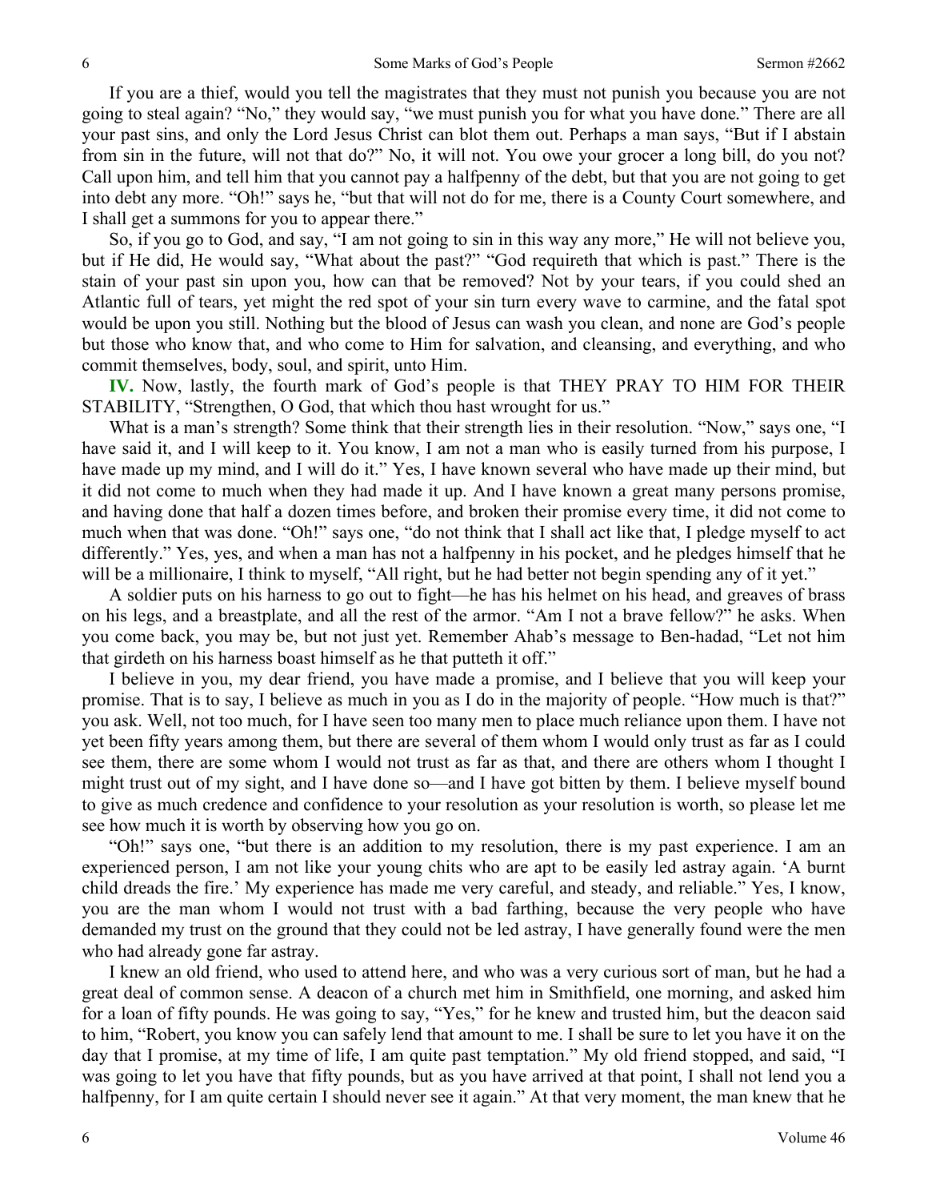If you are a thief, would you tell the magistrates that they must not punish you because you are not going to steal again? "No," they would say, "we must punish you for what you have done." There are all your past sins, and only the Lord Jesus Christ can blot them out. Perhaps a man says, "But if I abstain from sin in the future, will not that do?" No, it will not. You owe your grocer a long bill, do you not? Call upon him, and tell him that you cannot pay a halfpenny of the debt, but that you are not going to get into debt any more. "Oh!" says he, "but that will not do for me, there is a County Court somewhere, and I shall get a summons for you to appear there."

So, if you go to God, and say, "I am not going to sin in this way any more," He will not believe you, but if He did, He would say, "What about the past?" "God requireth that which is past." There is the stain of your past sin upon you, how can that be removed? Not by your tears, if you could shed an Atlantic full of tears, yet might the red spot of your sin turn every wave to carmine, and the fatal spot would be upon you still. Nothing but the blood of Jesus can wash you clean, and none are God's people but those who know that, and who come to Him for salvation, and cleansing, and everything, and who commit themselves, body, soul, and spirit, unto Him.

**IV.** Now, lastly, the fourth mark of God's people is that THEY PRAY TO HIM FOR THEIR STABILITY, "Strengthen, O God, that which thou hast wrought for us."

What is a man's strength? Some think that their strength lies in their resolution. "Now," says one, "I have said it, and I will keep to it. You know, I am not a man who is easily turned from his purpose, I have made up my mind, and I will do it." Yes, I have known several who have made up their mind, but it did not come to much when they had made it up. And I have known a great many persons promise, and having done that half a dozen times before, and broken their promise every time, it did not come to much when that was done. "Oh!" says one, "do not think that I shall act like that, I pledge myself to act differently." Yes, yes, and when a man has not a halfpenny in his pocket, and he pledges himself that he will be a millionaire, I think to myself, "All right, but he had better not begin spending any of it yet."

A soldier puts on his harness to go out to fight—he has his helmet on his head, and greaves of brass on his legs, and a breastplate, and all the rest of the armor. "Am I not a brave fellow?" he asks. When you come back, you may be, but not just yet. Remember Ahab's message to Ben-hadad, "Let not him that girdeth on his harness boast himself as he that putteth it off."

I believe in you, my dear friend, you have made a promise, and I believe that you will keep your promise. That is to say, I believe as much in you as I do in the majority of people. "How much is that?" you ask. Well, not too much, for I have seen too many men to place much reliance upon them. I have not yet been fifty years among them, but there are several of them whom I would only trust as far as I could see them, there are some whom I would not trust as far as that, and there are others whom I thought I might trust out of my sight, and I have done so—and I have got bitten by them. I believe myself bound to give as much credence and confidence to your resolution as your resolution is worth, so please let me see how much it is worth by observing how you go on.

"Oh!" says one, "but there is an addition to my resolution, there is my past experience. I am an experienced person, I am not like your young chits who are apt to be easily led astray again. 'A burnt child dreads the fire.' My experience has made me very careful, and steady, and reliable." Yes, I know, you are the man whom I would not trust with a bad farthing, because the very people who have demanded my trust on the ground that they could not be led astray, I have generally found were the men who had already gone far astray.

I knew an old friend, who used to attend here, and who was a very curious sort of man, but he had a great deal of common sense. A deacon of a church met him in Smithfield, one morning, and asked him for a loan of fifty pounds. He was going to say, "Yes," for he knew and trusted him, but the deacon said to him, "Robert, you know you can safely lend that amount to me. I shall be sure to let you have it on the day that I promise, at my time of life, I am quite past temptation." My old friend stopped, and said, "I was going to let you have that fifty pounds, but as you have arrived at that point, I shall not lend you a halfpenny, for I am quite certain I should never see it again." At that very moment, the man knew that he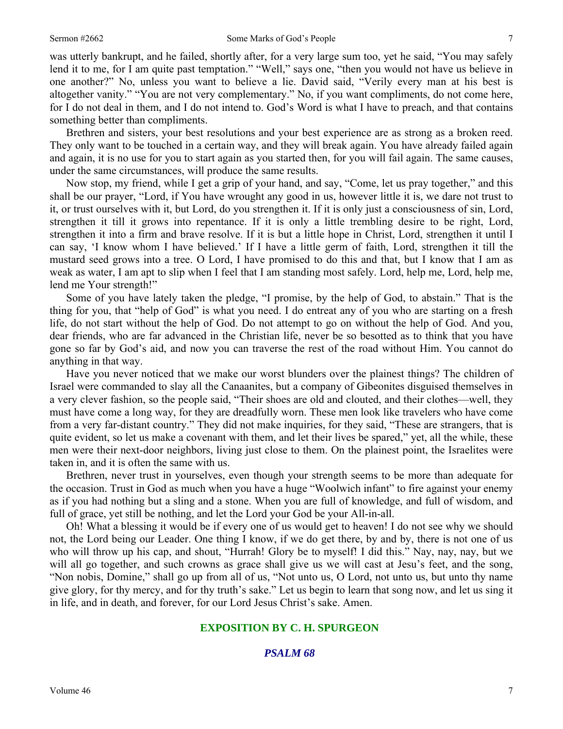was utterly bankrupt, and he failed, shortly after, for a very large sum too, yet he said, "You may safely lend it to me, for I am quite past temptation." "Well," says one, "then you would not have us believe in one another?" No, unless you want to believe a lie. David said, "Verily every man at his best is altogether vanity." "You are not very complementary." No, if you want compliments, do not come here, for I do not deal in them, and I do not intend to. God's Word is what I have to preach, and that contains something better than compliments.

Brethren and sisters, your best resolutions and your best experience are as strong as a broken reed. They only want to be touched in a certain way, and they will break again. You have already failed again and again, it is no use for you to start again as you started then, for you will fail again. The same causes, under the same circumstances, will produce the same results.

Now stop, my friend, while I get a grip of your hand, and say, "Come, let us pray together," and this shall be our prayer, "Lord, if You have wrought any good in us, however little it is, we dare not trust to it, or trust ourselves with it, but Lord, do you strengthen it. If it is only just a consciousness of sin, Lord, strengthen it till it grows into repentance. If it is only a little trembling desire to be right, Lord, strengthen it into a firm and brave resolve. If it is but a little hope in Christ, Lord, strengthen it until I can say, 'I know whom I have believed.' If I have a little germ of faith, Lord, strengthen it till the mustard seed grows into a tree. O Lord, I have promised to do this and that, but I know that I am as weak as water, I am apt to slip when I feel that I am standing most safely. Lord, help me, Lord, help me, lend me Your strength!"

Some of you have lately taken the pledge, "I promise, by the help of God, to abstain." That is the thing for you, that "help of God" is what you need. I do entreat any of you who are starting on a fresh life, do not start without the help of God. Do not attempt to go on without the help of God. And you, dear friends, who are far advanced in the Christian life, never be so besotted as to think that you have gone so far by God's aid, and now you can traverse the rest of the road without Him. You cannot do anything in that way.

Have you never noticed that we make our worst blunders over the plainest things? The children of Israel were commanded to slay all the Canaanites, but a company of Gibeonites disguised themselves in a very clever fashion, so the people said, "Their shoes are old and clouted, and their clothes—well, they must have come a long way, for they are dreadfully worn. These men look like travelers who have come from a very far-distant country." They did not make inquiries, for they said, "These are strangers, that is quite evident, so let us make a covenant with them, and let their lives be spared," yet, all the while, these men were their next-door neighbors, living just close to them. On the plainest point, the Israelites were taken in, and it is often the same with us.

Brethren, never trust in yourselves, even though your strength seems to be more than adequate for the occasion. Trust in God as much when you have a huge "Woolwich infant" to fire against your enemy as if you had nothing but a sling and a stone. When you are full of knowledge, and full of wisdom, and full of grace, yet still be nothing, and let the Lord your God be your All-in-all.

Oh! What a blessing it would be if every one of us would get to heaven! I do not see why we should not, the Lord being our Leader. One thing I know, if we do get there, by and by, there is not one of us who will throw up his cap, and shout, "Hurrah! Glory be to myself! I did this." Nay, nay, nay, but we will all go together, and such crowns as grace shall give us we will cast at Jesu's feet, and the song, "Non nobis, Domine," shall go up from all of us, "Not unto us, O Lord, not unto us, but unto thy name give glory, for thy mercy, and for thy truth's sake." Let us begin to learn that song now, and let us sing it in life, and in death, and forever, for our Lord Jesus Christ's sake. Amen.

## EXPOSITION BY C. H. SPURGEON

### *PSALM 68*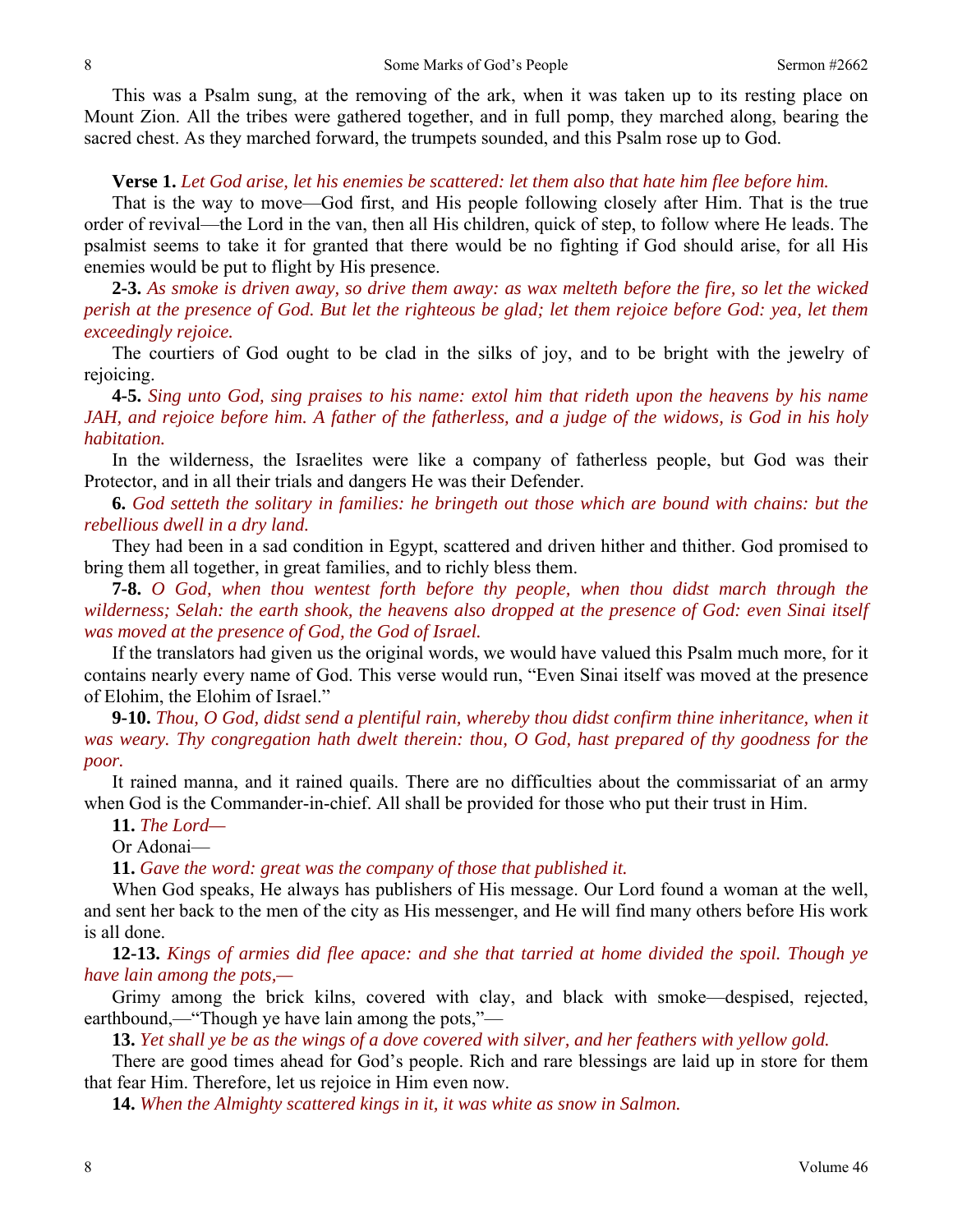This was a Psalm sung, at the removing of the ark, when it was taken up to its resting place on Mount Zion. All the tribes were gathered together, and in full pomp, they marched along, bearing the sacred chest. As they marched forward, the trumpets sounded, and this Psalm rose up to God.

**Verse 1.** *Let God arise, let his enemies be scattered: let them also that hate him flee before him.*

That is the way to move—God first, and His people following closely after Him. That is the true order of revival—the Lord in the van, then all His children, quick of step, to follow where He leads. The psalmist seems to take it for granted that there would be no fighting if God should arise, for all His enemies would be put to flight by His presence.

**2-3.** *As smoke is driven away, so drive them away: as wax melteth before the fire, so let the wicked perish at the presence of God. But let the righteous be glad; let them rejoice before God: yea, let them exceedingly rejoice.*

The courtiers of God ought to be clad in the silks of joy, and to be bright with the jewelry of rejoicing.

**4-5.** *Sing unto God, sing praises to his name: extol him that rideth upon the heavens by his name JAH, and rejoice before him. A father of the fatherless, and a judge of the widows, is God in his holy habitation.*

In the wilderness, the Israelites were like a company of fatherless people, but God was their Protector, and in all their trials and dangers He was their Defender.

**6.** *God setteth the solitary in families: he bringeth out those which are bound with chains: but the rebellious dwell in a dry land.*

They had been in a sad condition in Egypt, scattered and driven hither and thither. God promised to bring them all together, in great families, and to richly bless them.

**7-8.** *O God, when thou wentest forth before thy people, when thou didst march through the wilderness; Selah: the earth shook, the heavens also dropped at the presence of God: even Sinai itself was moved at the presence of God, the God of Israel.*

If the translators had given us the original words, we would have valued this Psalm much more, for it contains nearly every name of God. This verse would run, "Even Sinai itself was moved at the presence of Elohim, the Elohim of Israel."

**9-10.** *Thou, O God, didst send a plentiful rain, whereby thou didst confirm thine inheritance, when it was weary. Thy congregation hath dwelt therein: thou, O God, hast prepared of thy goodness for the poor.*

It rained manna, and it rained quails. There are no difficulties about the commissariat of an army when God is the Commander-in-chief. All shall be provided for those who put their trust in Him.

**11.** *The Lord—*

Or Adonai—

**11.** *Gave the word: great was the company of those that published it.*

When God speaks, He always has publishers of His message. Our Lord found a woman at the well, and sent her back to the men of the city as His messenger, and He will find many others before His work is all done.

**12-13.** *Kings of armies did flee apace: and she that tarried at home divided the spoil. Though ye have lain among the pots,—*

Grimy among the brick kilns, covered with clay, and black with smoke—despised, rejected, earthbound,—"Though ye have lain among the pots,"—

**13.** *Yet shall ye be as the wings of a dove covered with silver, and her feathers with yellow gold.*

There are good times ahead for God's people. Rich and rare blessings are laid up in store for them that fear Him. Therefore, let us rejoice in Him even now.

**14.** *When the Almighty scattered kings in it, it was white as snow in Salmon.*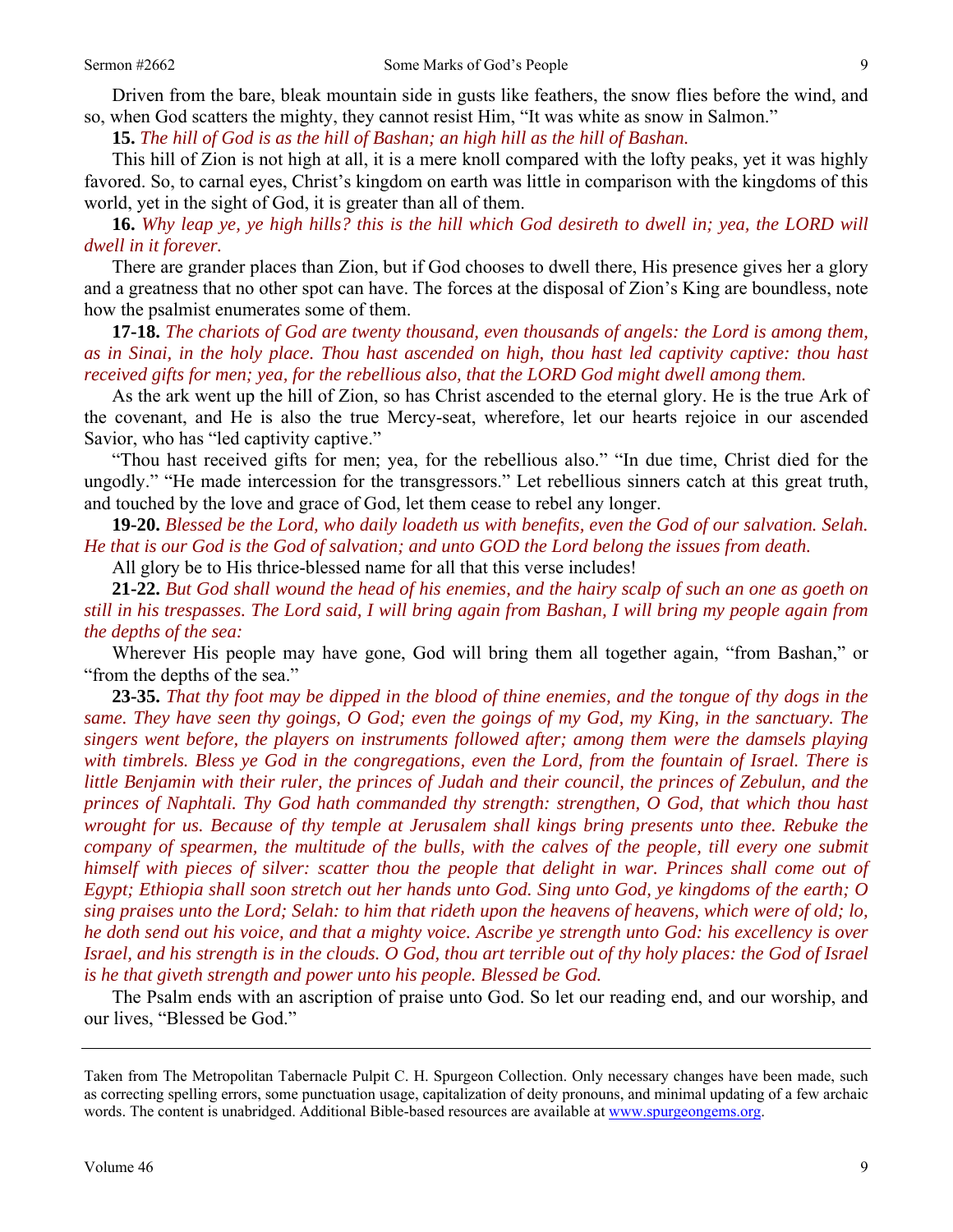Driven from the bare, bleak mountain side in gusts like feathers, the snow flies before the wind, and so, when God scatters the mighty, they cannot resist Him, "It was white as snow in Salmon."

**15.** *The hill of God is as the hill of Bashan; an high hill as the hill of Bashan.*

This hill of Zion is not high at all, it is a mere knoll compared with the lofty peaks, yet it was highly favored. So, to carnal eyes, Christ's kingdom on earth was little in comparison with the kingdoms of this world, yet in the sight of God, it is greater than all of them.

**16.** *Why leap ye, ye high hills? this is the hill which God desireth to dwell in; yea, the LORD will dwell in it forever.*

There are grander places than Zion, but if God chooses to dwell there, His presence gives her a glory and a greatness that no other spot can have. The forces at the disposal of Zion's King are boundless, note how the psalmist enumerates some of them.

**17-18.** *The chariots of God are twenty thousand, even thousands of angels: the Lord is among them, as in Sinai, in the holy place. Thou hast ascended on high, thou hast led captivity captive: thou hast received gifts for men; yea, for the rebellious also, that the LORD God might dwell among them.*

As the ark went up the hill of Zion, so has Christ ascended to the eternal glory. He is the true Ark of the covenant, and He is also the true Mercy-seat, wherefore, let our hearts rejoice in our ascended Savior, who has "led captivity captive."

"Thou hast received gifts for men; yea, for the rebellious also." "In due time, Christ died for the ungodly." "He made intercession for the transgressors." Let rebellious sinners catch at this great truth, and touched by the love and grace of God, let them cease to rebel any longer.

**19-20.** *Blessed be the Lord, who daily loadeth us with benefits, even the God of our salvation. Selah. He that is our God is the God of salvation; and unto GOD the Lord belong the issues from death.*

All glory be to His thrice-blessed name for all that this verse includes!

**21-22.** *But God shall wound the head of his enemies, and the hairy scalp of such an one as goeth on still in his trespasses. The Lord said, I will bring again from Bashan, I will bring my people again from the depths of the sea:*

Wherever His people may have gone, God will bring them all together again, "from Bashan," or "from the depths of the sea."

**23-35.** *That thy foot may be dipped in the blood of thine enemies, and the tongue of thy dogs in the same. They have seen thy goings, O God; even the goings of my God, my King, in the sanctuary. The singers went before, the players on instruments followed after; among them were the damsels playing with timbrels. Bless ye God in the congregations, even the Lord, from the fountain of Israel. There is little Benjamin with their ruler, the princes of Judah and their council, the princes of Zebulun, and the princes of Naphtali. Thy God hath commanded thy strength: strengthen, O God, that which thou hast wrought for us. Because of thy temple at Jerusalem shall kings bring presents unto thee. Rebuke the company of spearmen, the multitude of the bulls, with the calves of the people, till every one submit himself with pieces of silver: scatter thou the people that delight in war. Princes shall come out of Egypt; Ethiopia shall soon stretch out her hands unto God. Sing unto God, ye kingdoms of the earth; O sing praises unto the Lord; Selah: to him that rideth upon the heavens of heavens, which were of old; lo, he doth send out his voice, and that a mighty voice. Ascribe ye strength unto God: his excellency is over Israel, and his strength is in the clouds. O God, thou art terrible out of thy holy places: the God of Israel is he that giveth strength and power unto his people. Blessed be God.*

The Psalm ends with an ascription of praise unto God. So let our reading end, and our worship, and our lives, "Blessed be God."

---

Taken from The Metropolitan Tabernacle Pulpit C. H. Spurgeon Collection. Only necessary changes have been made, such as correcting spelling errors, some punctuation usage, capitalization of deity pronouns, and minimal updating of a few archaic words. The content is unabridged. Additional Bible-based resources are available at www.spurgeongems.org.